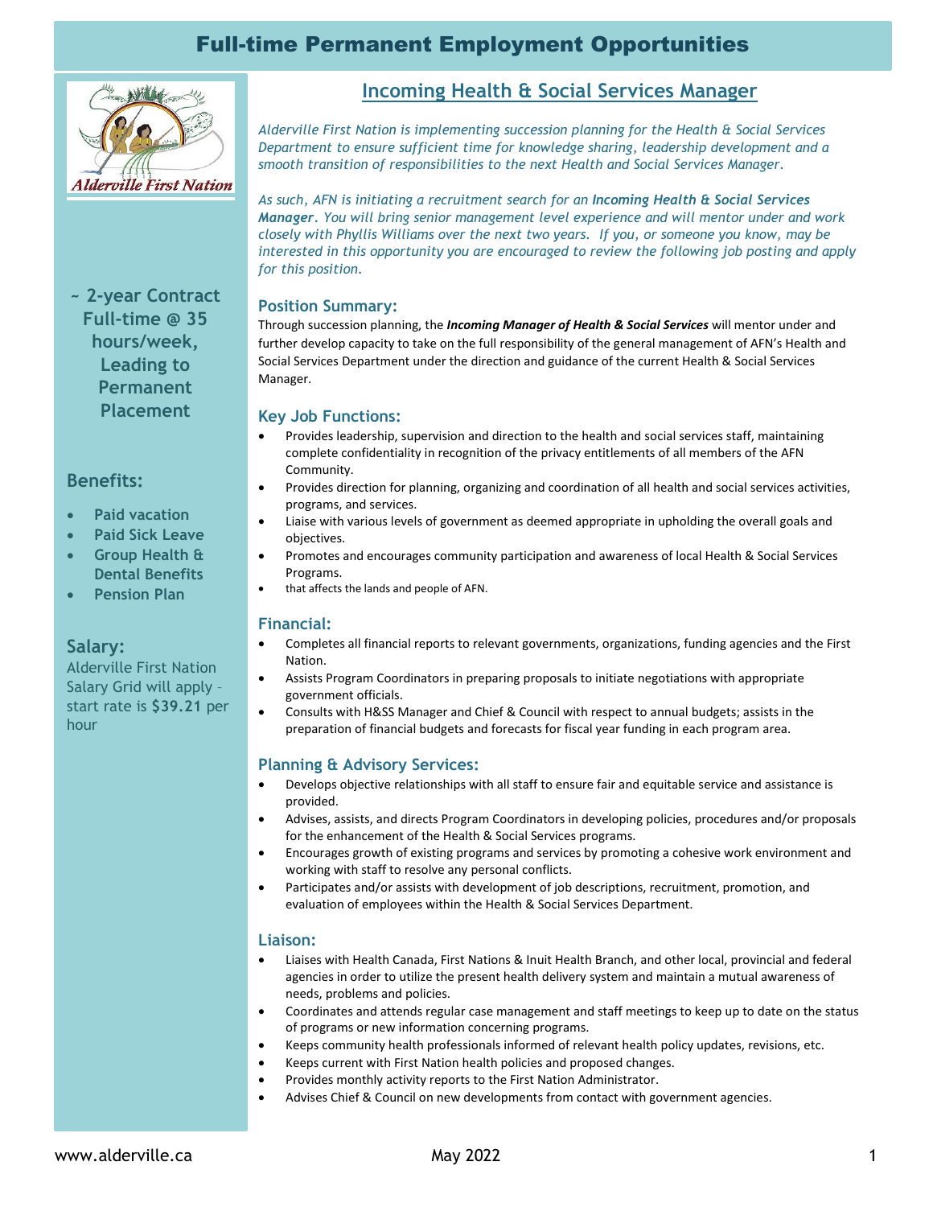# Full-time Permanent Employment Opportunities

**~ 2-year Contract Full-time @ 35 hours/week, Leading to Permanent Placement**

### Benefits:

- Paid vacation
- Paid Sick Leave
- Group Health & Dental Benefits
- Pension Plan

### Salary:

Alderville First Nation Salary Grid will apply – start rate is **$39.21** per hour

## Incoming Health & Social Services Manager

*Alderville First Nation is implementing succession planning for the Health & Social Services Department to ensure sufficient time for knowledge sharing, leadership development and a smooth transition of responsibilities to the next Health and Social Services Manager.*

*As such, AFN is initiating a recruitment search for an **Incoming Health & Social Services Manager**. You will bring senior management level experience and will mentor under and work closely with Phyllis Williams over the next two years. If you, or someone you know, may be interested in this opportunity you are encouraged to review the following job posting and apply for this position.*

### Position Summary:

Through succession planning, the ***Incoming Manager of Health & Social Services*** will mentor under and further develop capacity to take on the full responsibility of the general management of AFN's Health and Social Services Department under the direction and guidance of the current Health & Social Services Manager.

### Key Job Functions:

- Provides leadership, supervision and direction to the health and social services staff, maintaining complete confidentiality in recognition of the privacy entitlements of all members of the AFN Community.
- Provides direction for planning, organizing and coordination of all health and social services activities, programs, and services.
- Liaise with various levels of government as deemed appropriate in upholding the overall goals and objectives.
- Promotes and encourages community participation and awareness of local Health & Social Services Programs.
- that affects the lands and people of AFN.

### Financial:

- Completes all financial reports to relevant governments, organizations, funding agencies and the First Nation.
- Assists Program Coordinators in preparing proposals to initiate negotiations with appropriate government officials.
- Consults with H&SS Manager and Chief & Council with respect to annual budgets; assists in the preparation of financial budgets and forecasts for fiscal year funding in each program area.

### Planning & Advisory Services:

- Develops objective relationships with all staff to ensure fair and equitable service and assistance is provided.
- Advises, assists, and directs Program Coordinators in developing policies, procedures and/or proposals for the enhancement of the Health & Social Services programs.
- Encourages growth of existing programs and services by promoting a cohesive work environment and working with staff to resolve any personal conflicts.
- Participates and/or assists with development of job descriptions, recruitment, promotion, and evaluation of employees within the Health & Social Services Department.

### Liaison:

- Liaises with Health Canada, First Nations & Inuit Health Branch, and other local, provincial and federal agencies in order to utilize the present health delivery system and maintain a mutual awareness of needs, problems and policies.
- Coordinates and attends regular case management and staff meetings to keep up to date on the status of programs or new information concerning programs.
- Keeps community health professionals informed of relevant health policy updates, revisions, etc.
- Keeps current with First Nation health policies and proposed changes.
- Provides monthly activity reports to the First Nation Administrator.
- Advises Chief & Council on new developments from contact with government agencies.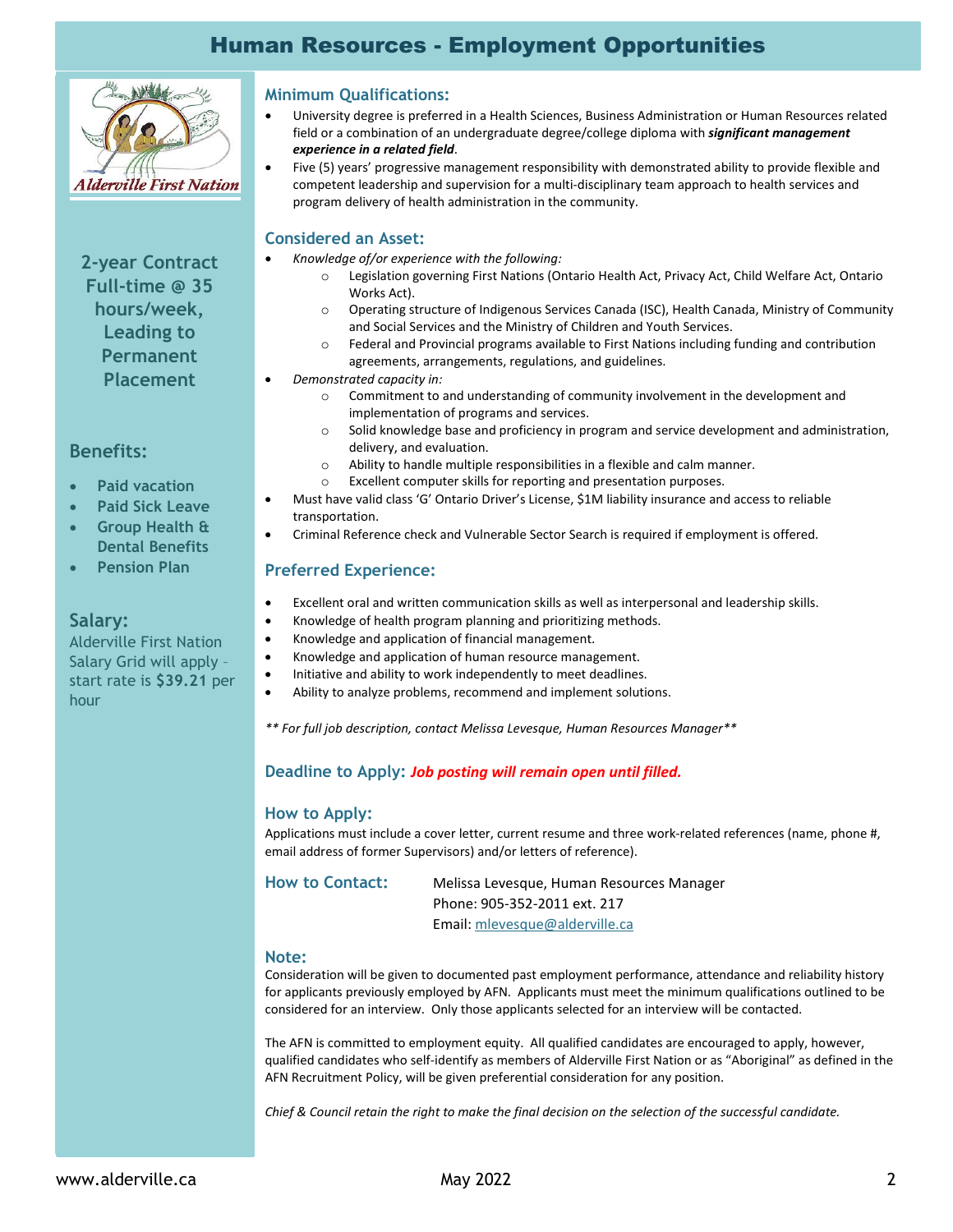# Human Resources - Employment Opportunities

Alderville First Nation

**2-year Contract Full-time @ 35 hours/week, Leading to Permanent Placement**

## Benefits:

- Paid vacation
- Paid Sick Leave
- Group Health & Dental Benefits
- Pension Plan

## Salary:

Alderville First Nation Salary Grid will apply – start rate is **$39.21** per hour

## Minimum Qualifications:

- University degree is preferred in a Health Sciences, Business Administration or Human Resources related field or a combination of an undergraduate degree/college diploma with ***significant management experience in a related field***.
- Five (5) years' progressive management responsibility with demonstrated ability to provide flexible and competent leadership and supervision for a multi-disciplinary team approach to health services and program delivery of health administration in the community.

## Considered an Asset:

- *Knowledge of/or experience with the following:*
  - Legislation governing First Nations (Ontario Health Act, Privacy Act, Child Welfare Act, Ontario Works Act).
  - Operating structure of Indigenous Services Canada (ISC), Health Canada, Ministry of Community and Social Services and the Ministry of Children and Youth Services.
  - Federal and Provincial programs available to First Nations including funding and contribution agreements, arrangements, regulations, and guidelines.
- *Demonstrated capacity in:*
  - Commitment to and understanding of community involvement in the development and implementation of programs and services.
  - Solid knowledge base and proficiency in program and service development and administration, delivery, and evaluation.
  - Ability to handle multiple responsibilities in a flexible and calm manner.
  - Excellent computer skills for reporting and presentation purposes.
- Must have valid class 'G' Ontario Driver's License, $1M liability insurance and access to reliable transportation.
- Criminal Reference check and Vulnerable Sector Search is required if employment is offered.

## Preferred Experience:

- Excellent oral and written communication skills as well as interpersonal and leadership skills.
- Knowledge of health program planning and prioritizing methods.
- Knowledge and application of financial management.
- Knowledge and application of human resource management.
- Initiative and ability to work independently to meet deadlines.
- Ability to analyze problems, recommend and implement solutions.

*\*\* For full job description, contact Melissa Levesque, Human Resources Manager\*\**

## Deadline to Apply: *Job posting will remain open until filled.*

## How to Apply:

Applications must include a cover letter, current resume and three work-related references (name, phone #, email address of former Supervisors) and/or letters of reference).

## How to Contact:

Melissa Levesque, Human Resources Manager
Phone: 905-352-2011 ext. 217
Email: mlevesque@alderville.ca

## Note:

Consideration will be given to documented past employment performance, attendance and reliability history for applicants previously employed by AFN. Applicants must meet the minimum qualifications outlined to be considered for an interview. Only those applicants selected for an interview will be contacted.

The AFN is committed to employment equity. All qualified candidates are encouraged to apply, however, qualified candidates who self-identify as members of Alderville First Nation or as "Aboriginal" as defined in the AFN Recruitment Policy, will be given preferential consideration for any position.

*Chief & Council retain the right to make the final decision on the selection of the successful candidate.*